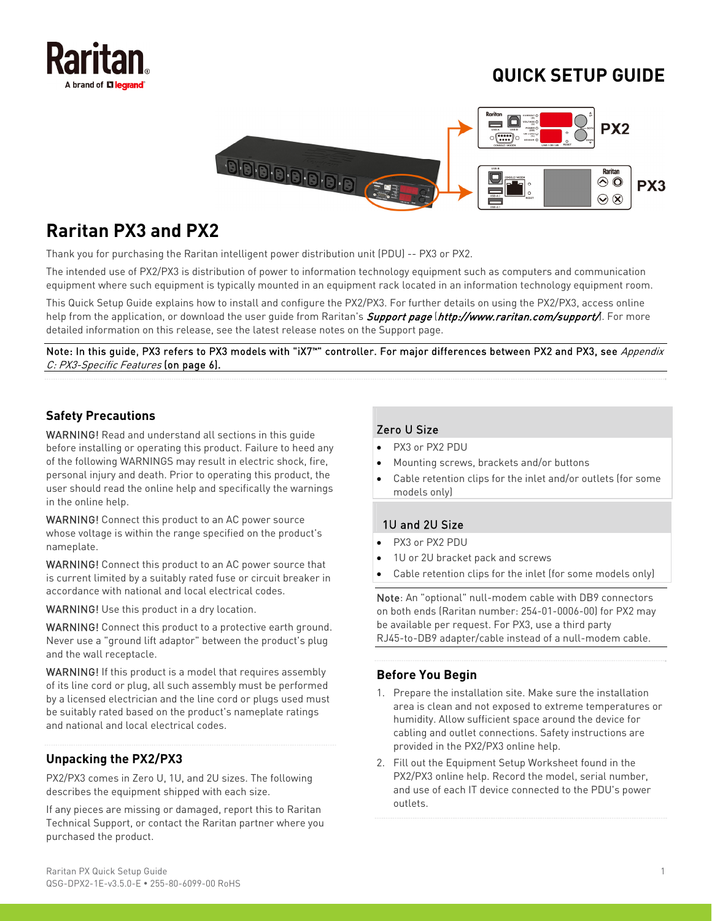# QUICK SETUP GUIDE

## Raritan PX3 and PX2

Thank you for purchasing the Raritan intelligent power distribution unit (PDU) -- PX3 or PX2.

The intended use of PX2/PX3 is distribution of power to information technology equipment such as computers and communication equipment where such equipment is typically mounted in an equipment rack located in an information technology equipment room.

This Quick Setup Guide explains how to install and configure the PX2/PX3. For further details on using the PX2/PX3, access online help from the application, or download the user guide from Raritan's *Support page* (*http://www.raritan.com/support/*). For more detailed information on this release, see the latest release notes on the Support page.

Note: In this guide, PX3 refers to PX3 models with "iX7™" controller. For major differences between PX2 and PX3, see *Appendix C: PX3-Specific Features* (on page 6).

### Safety Precautions

WARNING! Read and understand all sections in this guide before installing or operating this product. Failure to heed any of the following WARNINGS may result in electric shock, fire, personal injury and death. Prior to operating this product, the user should read the online help and specifically the warnings in the online help.

WARNING! Connect this product to an AC power source whose voltage is within the range specified on the product's nameplate.

WARNING! Connect this product to an AC power source that is current limited by a suitably rated fuse or circuit breaker in accordance with national and local electrical codes.

WARNING! Use this product in a dry location.

WARNING! Connect this product to a protective earth ground. Never use a "ground lift adaptor" between the product's plug and the wall receptacle.

WARNING! If this product is a model that requires assembly of its line cord or plug, all such assembly must be performed by a licensed electrician and the line cord or plugs used must be suitably rated based on the product's nameplate ratings and national and local electrical codes.

### Unpacking the PX2/PX3

PX2/PX3 comes in Zero U, 1U, and 2U sizes. The following describes the equipment shipped with each size.

If any pieces are missing or damaged, report this to Raritan Technical Support, or contact the Raritan partner where you purchased the product.

#### Zero U Size

- PX3 or PX2 PDU
- Mounting screws, brackets and/or buttons
- Cable retention clips for the inlet and/or outlets (for some models only)

#### 1U and 2U Size

- PX3 or PX2 PDU
- 1U or 2U bracket pack and screws
- Cable retention clips for the inlet (for some models only)

Note: An "optional" null-modem cable with DB9 connectors on both ends (Raritan number: 254-01-0006-00) for PX2 may be available per request. For PX3, use a third party RJ45-to-DB9 adapter/cable instead of a null-modem cable.

### Before You Begin

1. Prepare the installation site. Make sure the installation area is clean and not exposed to extreme temperatures or humidity. Allow sufficient space around the device for cabling and outlet connections. Safety instructions are provided in the PX2/PX3 online help.
2. Fill out the Equipment Setup Worksheet found in the PX2/PX3 online help. Record the model, serial number, and use of each IT device connected to the PDU's power outlets.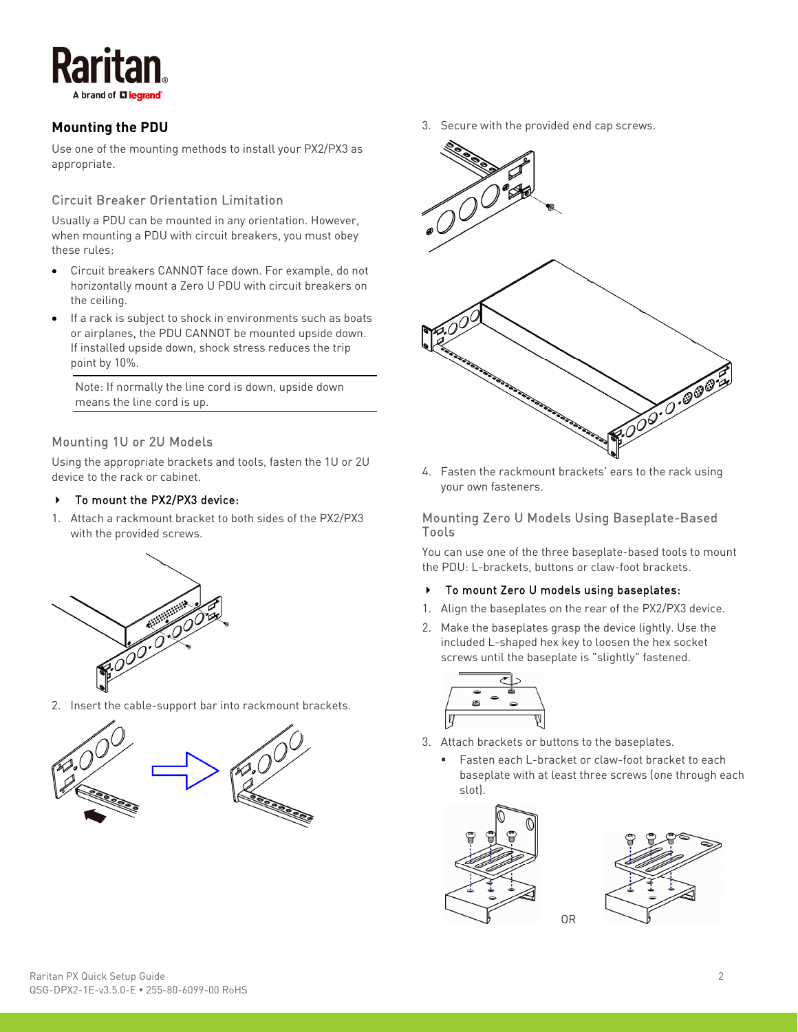## Mounting the PDU

Use one of the mounting methods to install your PX2/PX3 as appropriate.

### Circuit Breaker Orientation Limitation

Usually a PDU can be mounted in any orientation. However, when mounting a PDU with circuit breakers, you must obey these rules:

- Circuit breakers CANNOT face down. For example, do not horizontally mount a Zero U PDU with circuit breakers on the ceiling.
- If a rack is subject to shock in environments such as boats or airplanes, the PDU CANNOT be mounted upside down. If installed upside down, shock stress reduces the trip point by 10%.

> Note: If normally the line cord is down, upside down means the line cord is up.

### Mounting 1U or 2U Models

Using the appropriate brackets and tools, fasten the 1U or 2U device to the rack or cabinet.

► To mount the PX2/PX3 device:

1. Attach a rackmount bracket to both sides of the PX2/PX3 with the provided screws.
2. Insert the cable-support bar into rackmount brackets.
3. Secure with the provided end cap screws.
4. Fasten the rackmount brackets' ears to the rack using your own fasteners.

### Mounting Zero U Models Using Baseplate-Based Tools

You can use one of the three baseplate-based tools to mount the PDU: L-brackets, buttons or claw-foot brackets.

► To mount Zero U models using baseplates:

1. Align the baseplates on the rear of the PX2/PX3 device.
2. Make the baseplates grasp the device lightly. Use the included L-shaped hex key to loosen the hex socket screws until the baseplate is "slightly" fastened.
3. Attach brackets or buttons to the baseplates.
   - Fasten each L-bracket or claw-foot bracket to each baseplate with at least three screws (one through each slot).

OR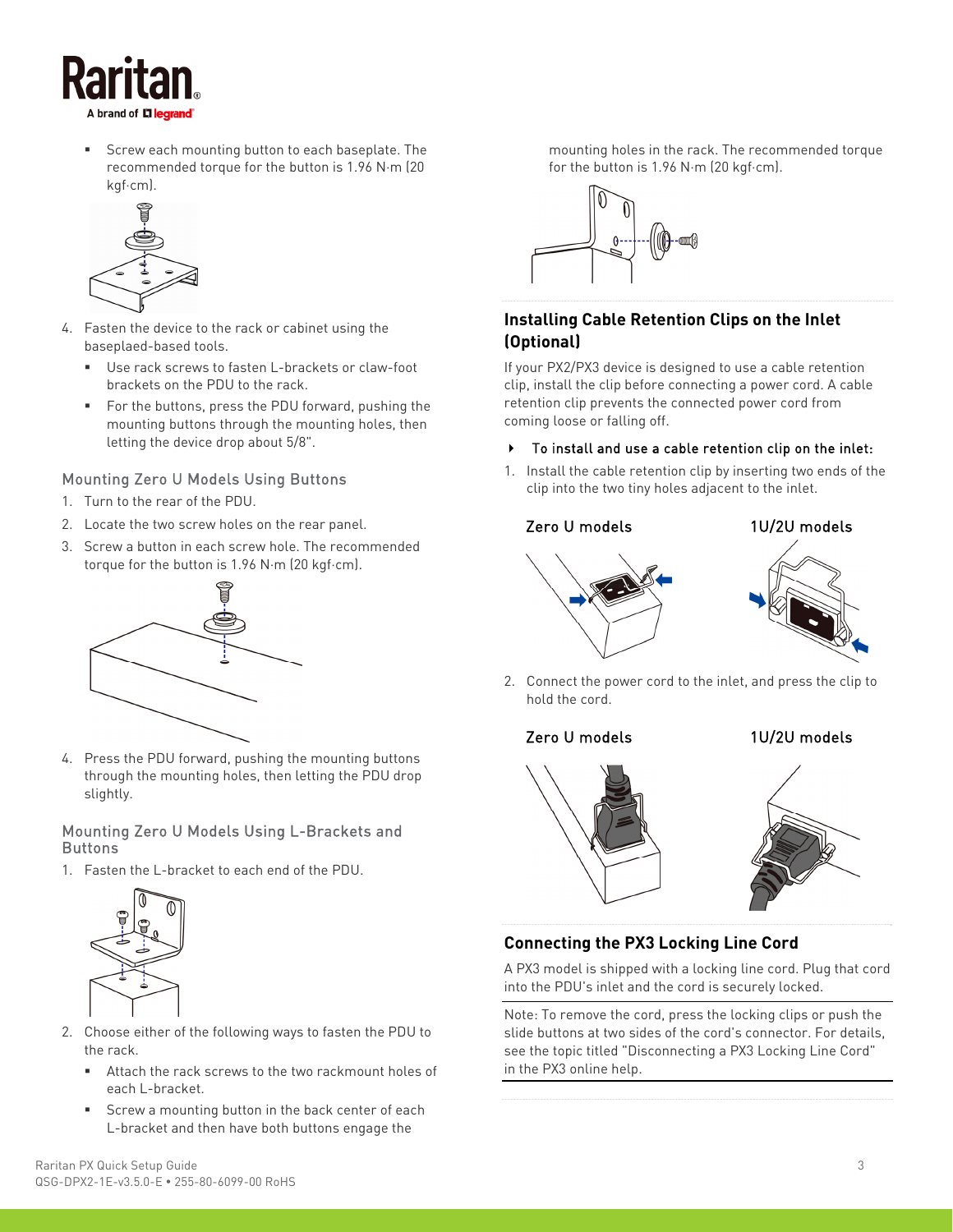- Screw each mounting button to each baseplate. The recommended torque for the button is 1.96 N·m (20 kgf·cm).

4. Fasten the device to the rack or cabinet using the baseplaed-based tools.
   - Use rack screws to fasten L-brackets or claw-foot brackets on the PDU to the rack.
   - For the buttons, press the PDU forward, pushing the mounting buttons through the mounting holes, then letting the device drop about 5/8".

### Mounting Zero U Models Using Buttons

1. Turn to the rear of the PDU.
2. Locate the two screw holes on the rear panel.
3. Screw a button in each screw hole. The recommended torque for the button is 1.96 N·m (20 kgf·cm).
4. Press the PDU forward, pushing the mounting buttons through the mounting holes, then letting the PDU drop slightly.

### Mounting Zero U Models Using L-Brackets and Buttons

1. Fasten the L-bracket to each end of the PDU.
2. Choose either of the following ways to fasten the PDU to the rack.
   - Attach the rack screws to the two rackmount holes of each L-bracket.
   - Screw a mounting button in the back center of each L-bracket and then have both buttons engage the mounting holes in the rack. The recommended torque for the button is 1.96 N·m (20 kgf·cm).

## Installing Cable Retention Clips on the Inlet (Optional)

If your PX2/PX3 device is designed to use a cable retention clip, install the clip before connecting a power cord. A cable retention clip prevents the connected power cord from coming loose or falling off.

- **To install and use a cable retention clip on the inlet:**

1. Install the cable retention clip by inserting two ends of the clip into the two tiny holes adjacent to the inlet.

   Zero U models | 1U/2U models

2. Connect the power cord to the inlet, and press the clip to hold the cord.

   Zero U models | 1U/2U models

## Connecting the PX3 Locking Line Cord

A PX3 model is shipped with a locking line cord. Plug that cord into the PDU's inlet and the cord is securely locked.

Note: To remove the cord, press the locking clips or push the slide buttons at two sides of the cord's connector. For details, see the topic titled "Disconnecting a PX3 Locking Line Cord" in the PX3 online help.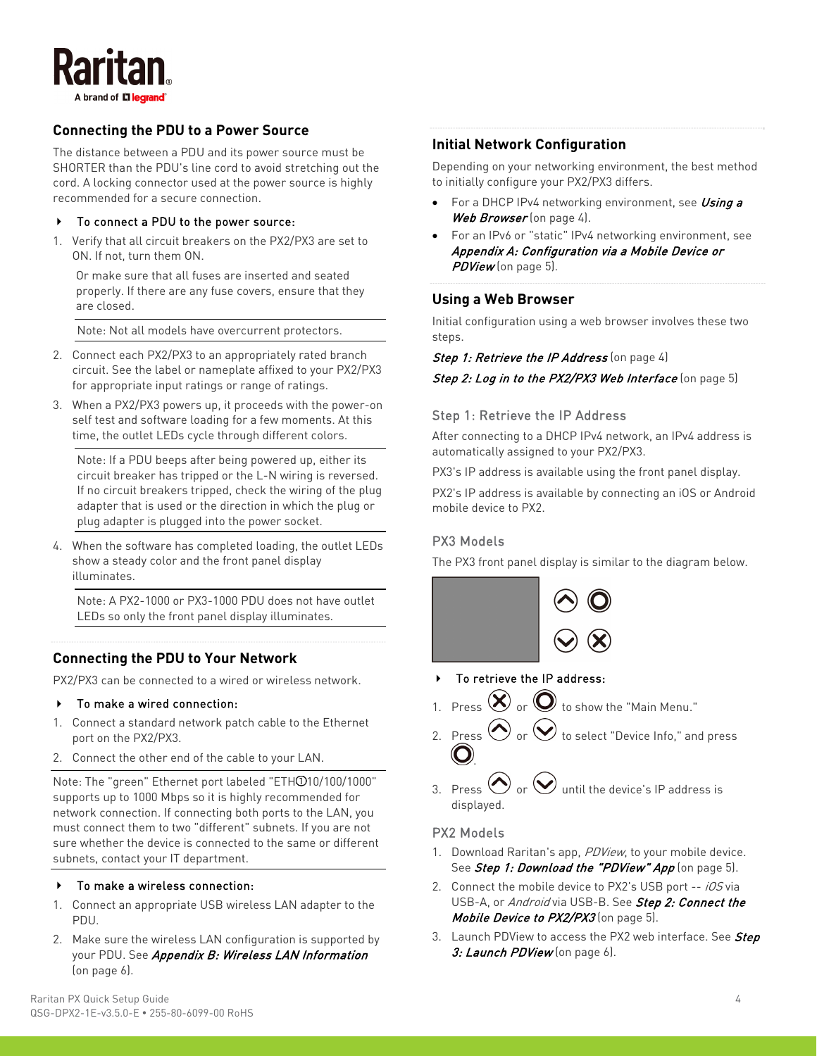## Connecting the PDU to a Power Source

The distance between a PDU and its power source must be SHORTER than the PDU's line cord to avoid stretching out the cord. A locking connector used at the power source is highly recommended for a secure connection.

- **To connect a PDU to the power source:**

1. Verify that all circuit breakers on the PX2/PX3 are set to ON. If not, turn them ON.

   Or make sure that all fuses are inserted and seated properly. If there are any fuse covers, ensure that they are closed.

   Note: Not all models have overcurrent protectors.

2. Connect each PX2/PX3 to an appropriately rated branch circuit. See the label or nameplate affixed to your PX2/PX3 for appropriate input ratings or range of ratings.
3. When a PX2/PX3 powers up, it proceeds with the power-on self test and software loading for a few moments. At this time, the outlet LEDs cycle through different colors.

   Note: If a PDU beeps after being powered up, either its circuit breaker has tripped or the L-N wiring is reversed. If no circuit breakers tripped, check the wiring of the plug adapter that is used or the direction in which the plug or plug adapter is plugged into the power socket.

4. When the software has completed loading, the outlet LEDs show a steady color and the front panel display illuminates.

   Note: A PX2-1000 or PX3-1000 PDU does not have outlet LEDs so only the front panel display illuminates.

## Connecting the PDU to Your Network

PX2/PX3 can be connected to a wired or wireless network.

- **To make a wired connection:**

1. Connect a standard network patch cable to the Ethernet port on the PX2/PX3.
2. Connect the other end of the cable to your LAN.

Note: The "green" Ethernet port labeled "ETH①10/100/1000" supports up to 1000 Mbps so it is highly recommended for network connection. If connecting both ports to the LAN, you must connect them to two "different" subnets. If you are not sure whether the device is connected to the same or different subnets, contact your IT department.

- **To make a wireless connection:**

1. Connect an appropriate USB wireless LAN adapter to the PDU.
2. Make sure the wireless LAN configuration is supported by your PDU. See ***Appendix B: Wireless LAN Information*** (on page 6).

## Initial Network Configuration

Depending on your networking environment, the best method to initially configure your PX2/PX3 differs.

- For a DHCP IPv4 networking environment, see ***Using a Web Browser*** (on page 4).
- For an IPv6 or "static" IPv4 networking environment, see ***Appendix A: Configuration via a Mobile Device or PDView*** (on page 5).

## Using a Web Browser

Initial configuration using a web browser involves these two steps.

***Step 1: Retrieve the IP Address*** (on page 4)

***Step 2: Log in to the PX2/PX3 Web Interface*** (on page 5)

### Step 1: Retrieve the IP Address

After connecting to a DHCP IPv4 network, an IPv4 address is automatically assigned to your PX2/PX3.

PX3's IP address is available using the front panel display.

PX2's IP address is available by connecting an iOS or Android mobile device to PX2.

#### PX3 Models

The PX3 front panel display is similar to the diagram below.

- **To retrieve the IP address:**

1. Press ⊗ or ◎ to show the "Main Menu."
2. Press ⌃ or ⌄ to select "Device Info," and press ◎.
3. Press ⌃ or ⌄ until the device's IP address is displayed.

#### PX2 Models

1. Download Raritan's app, *PDView*, to your mobile device. See ***Step 1: Download the "PDView" App*** (on page 5).
2. Connect the mobile device to PX2's USB port -- *iOS* via USB-A, or *Android* via USB-B. See ***Step 2: Connect the Mobile Device to PX2/PX3*** (on page 5).
3. Launch PDView to access the PX2 web interface. See ***Step 3: Launch PDView*** (on page 6).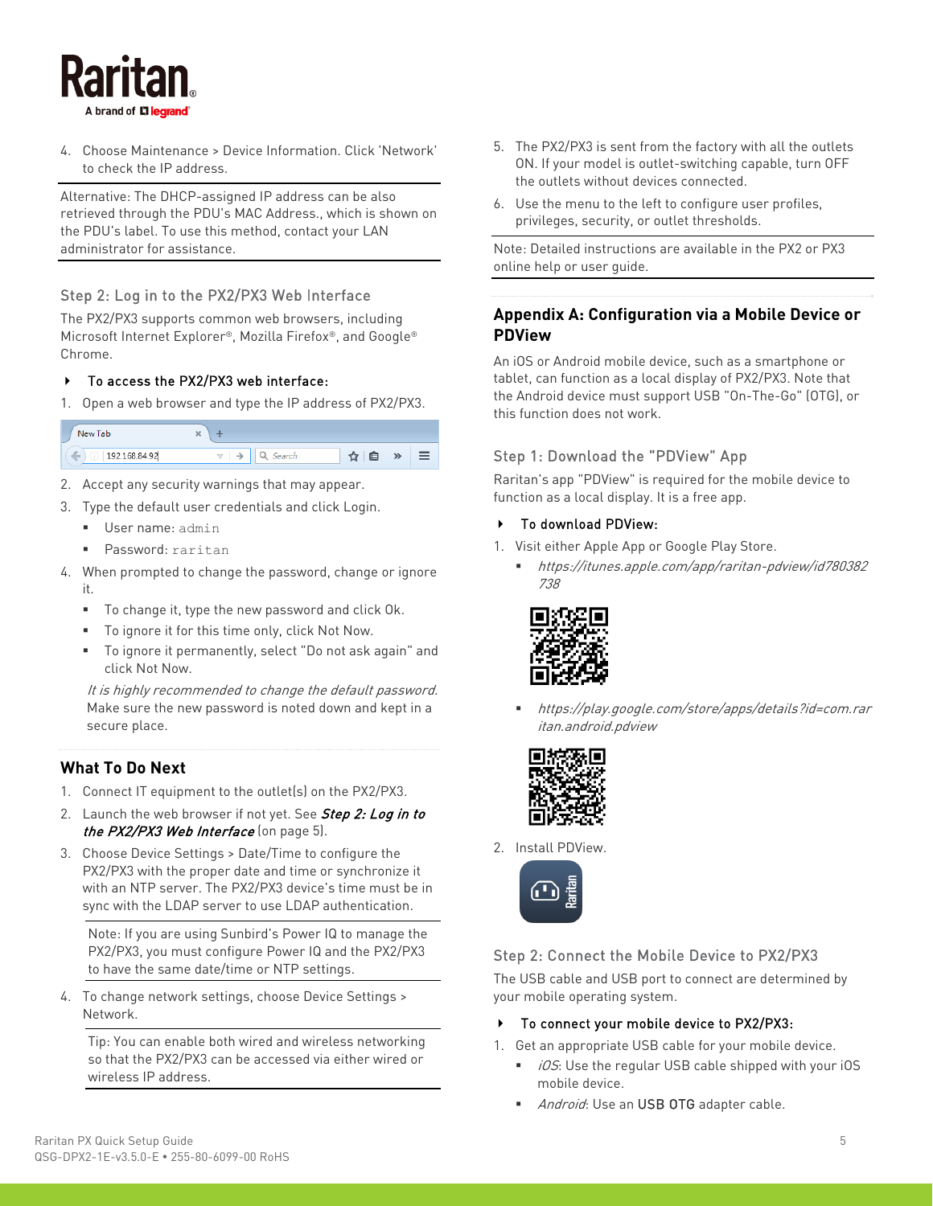4. Choose Maintenance > Device Information. Click 'Network' to check the IP address.

Alternative: The DHCP-assigned IP address can be also retrieved through the PDU's MAC Address., which is shown on the PDU's label. To use this method, contact your LAN administrator for assistance.

### Step 2: Log in to the PX2/PX3 Web Interface

The PX2/PX3 supports common web browsers, including Microsoft Internet Explorer®, Mozilla Firefox®, and Google® Chrome.

- **To access the PX2/PX3 web interface:**

1. Open a web browser and type the IP address of PX2/PX3.
2. Accept any security warnings that may appear.
3. Type the default user credentials and click Login.
   - User name: `admin`
   - Password: `raritan`
4. When prompted to change the password, change or ignore it.
   - To change it, type the new password and click Ok.
   - To ignore it for this time only, click Not Now.
   - To ignore it permanently, select "Do not ask again" and click Not Now.

   *It is highly recommended to change the default password.* Make sure the new password is noted down and kept in a secure place.

## What To Do Next

1. Connect IT equipment to the outlet(s) on the PX2/PX3.
2. Launch the web browser if not yet. See ***Step 2: Log in to the PX2/PX3 Web Interface*** (on page 5).
3. Choose Device Settings > Date/Time to configure the PX2/PX3 with the proper date and time or synchronize it with an NTP server. The PX2/PX3 device's time must be in sync with the LDAP server to use LDAP authentication.

   Note: If you are using Sunbird's Power IQ to manage the PX2/PX3, you must configure Power IQ and the PX2/PX3 to have the same date/time or NTP settings.

4. To change network settings, choose Device Settings > Network.

   Tip: You can enable both wired and wireless networking so that the PX2/PX3 can be accessed via either wired or wireless IP address.

5. The PX2/PX3 is sent from the factory with all the outlets ON. If your model is outlet-switching capable, turn OFF the outlets without devices connected.
6. Use the menu to the left to configure user profiles, privileges, security, or outlet thresholds.

Note: Detailed instructions are available in the PX2 or PX3 online help or user guide.

## Appendix A: Configuration via a Mobile Device or PDView

An iOS or Android mobile device, such as a smartphone or tablet, can function as a local display of PX2/PX3. Note that the Android device must support USB "On-The-Go" (OTG), or this function does not work.

### Step 1: Download the "PDView" App

Raritan's app "PDView" is required for the mobile device to function as a local display. It is a free app.

- **To download PDView:**

1. Visit either Apple App or Google Play Store.
   - *https://itunes.apple.com/app/raritan-pdview/id780382738*
   - *https://play.google.com/store/apps/details?id=com.raritan.android.pdview*
2. Install PDView.

### Step 2: Connect the Mobile Device to PX2/PX3

The USB cable and USB port to connect are determined by your mobile operating system.

- **To connect your mobile device to PX2/PX3:**

1. Get an appropriate USB cable for your mobile device.
   - *iOS*: Use the regular USB cable shipped with your iOS mobile device.
   - *Android*: Use an USB OTG adapter cable.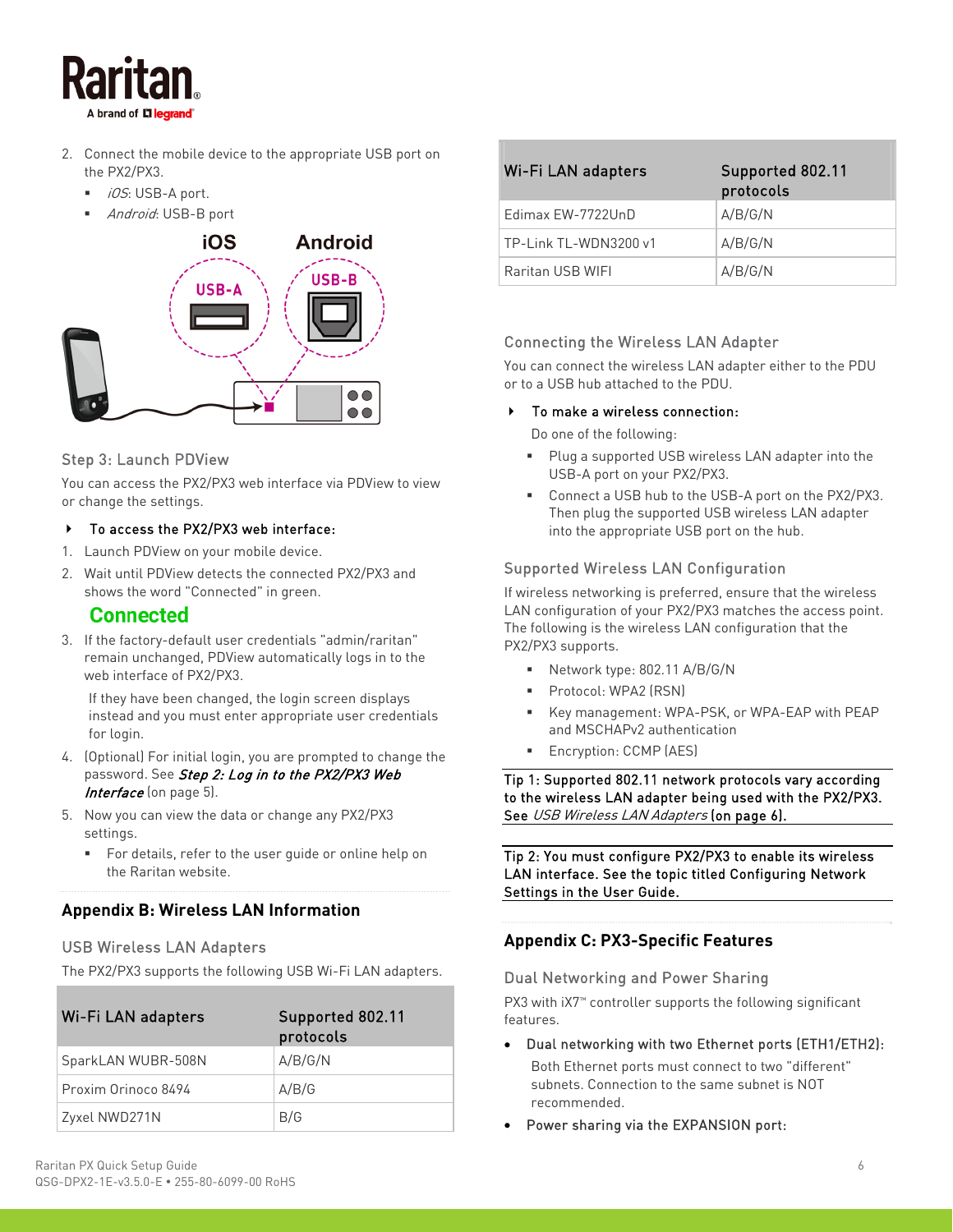2. Connect the mobile device to the appropriate USB port on the PX2/PX3.
   - *iOS*: USB-A port.
   - *Android*: USB-B port

### Step 3: Launch PDView

You can access the PX2/PX3 web interface via PDView to view or change the settings.

► **To access the PX2/PX3 web interface:**

1. Launch PDView on your mobile device.
2. Wait until PDView detects the connected PX2/PX3 and shows the word "Connected" in green.

   **Connected**

3. If the factory-default user credentials "admin/raritan" remain unchanged, PDView automatically logs in to the web interface of PX2/PX3.

   If they have been changed, the login screen displays instead and you must enter appropriate user credentials for login.

4. (Optional) For initial login, you are prompted to change the password. See ***Step 2: Log in to the PX2/PX3 Web Interface*** (on page 5).
5. Now you can view the data or change any PX2/PX3 settings.
   - For details, refer to the user guide or online help on the Raritan website.

## Appendix B: Wireless LAN Information

### USB Wireless LAN Adapters

The PX2/PX3 supports the following USB Wi-Fi LAN adapters.

| Wi-Fi LAN adapters | Supported 802.11 protocols |
|---|---|
| SparkLAN WUBR-508N | A/B/G/N |
| Proxim Orinoco 8494 | A/B/G |
| Zyxel NWD271N | B/G |
| Edimax EW-7722UnD | A/B/G/N |
| TP-Link TL-WDN3200 v1 | A/B/G/N |
| Raritan USB WIFI | A/B/G/N |

### Connecting the Wireless LAN Adapter

You can connect the wireless LAN adapter either to the PDU or to a USB hub attached to the PDU.

► **To make a wireless connection:**

Do one of the following:

- Plug a supported USB wireless LAN adapter into the USB-A port on your PX2/PX3.
- Connect a USB hub to the USB-A port on the PX2/PX3. Then plug the supported USB wireless LAN adapter into the appropriate USB port on the hub.

### Supported Wireless LAN Configuration

If wireless networking is preferred, ensure that the wireless LAN configuration of your PX2/PX3 matches the access point. The following is the wireless LAN configuration that the PX2/PX3 supports.

- Network type: 802.11 A/B/G/N
- Protocol: WPA2 (RSN)
- Key management: WPA-PSK, or WPA-EAP with PEAP and MSCHAPv2 authentication
- Encryption: CCMP (AES)

**Tip 1: Supported 802.11 network protocols vary according to the wireless LAN adapter being used with the PX2/PX3. See *USB Wireless LAN Adapters* (on page 6).**

**Tip 2: You must configure PX2/PX3 to enable its wireless LAN interface. See the topic titled Configuring Network Settings in the User Guide.**

## Appendix C: PX3-Specific Features

### Dual Networking and Power Sharing

PX3 with iX7™ controller supports the following significant features.

- **Dual networking with two Ethernet ports (ETH1/ETH2):**

  Both Ethernet ports must connect to two "different" subnets. Connection to the same subnet is NOT recommended.

- **Power sharing via the EXPANSION port:**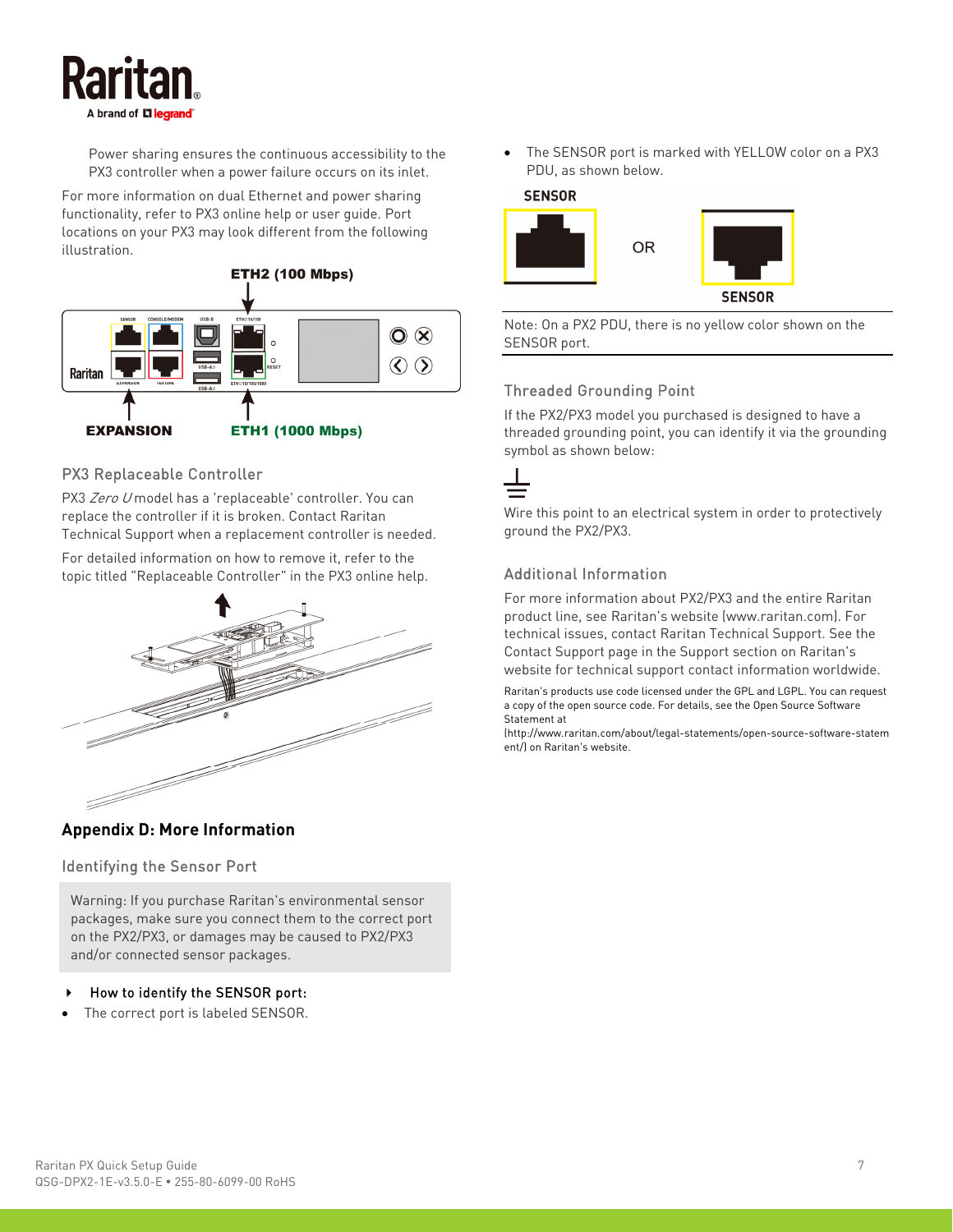Power sharing ensures the continuous accessibility to the PX3 controller when a power failure occurs on its inlet.

For more information on dual Ethernet and power sharing functionality, refer to PX3 online help or user guide. Port locations on your PX3 may look different from the following illustration.

ETH2 (100 Mbps)

EXPANSION

ETH1 (1000 Mbps)

### PX3 Replaceable Controller

PX3 *Zero U* model has a 'replaceable' controller. You can replace the controller if it is broken. Contact Raritan Technical Support when a replacement controller is needed.

For detailed information on how to remove it, refer to the topic titled "Replaceable Controller" in the PX3 online help.

## Appendix D: More Information

### Identifying the Sensor Port

Warning: If you purchase Raritan's environmental sensor packages, make sure you connect them to the correct port on the PX2/PX3, or damages may be caused to PX2/PX3 and/or connected sensor packages.

- **How to identify the SENSOR port:**

- The correct port is labeled SENSOR.
- The SENSOR port is marked with YELLOW color on a PX3 PDU, as shown below.

SENSOR

OR

SENSOR

Note: On a PX2 PDU, there is no yellow color shown on the SENSOR port.

### Threaded Grounding Point

If the PX2/PX3 model you purchased is designed to have a threaded grounding point, you can identify it via the grounding symbol as shown below:

⏚

Wire this point to an electrical system in order to protectively ground the PX2/PX3.

### Additional Information

For more information about PX2/PX3 and the entire Raritan product line, see Raritan's website (www.raritan.com). For technical issues, contact Raritan Technical Support. See the Contact Support page in the Support section on Raritan's website for technical support contact information worldwide.

Raritan's products use code licensed under the GPL and LGPL. You can request a copy of the open source code. For details, see the Open Source Software Statement at (http://www.raritan.com/about/legal-statements/open-source-software-statement/) on Raritan's website.